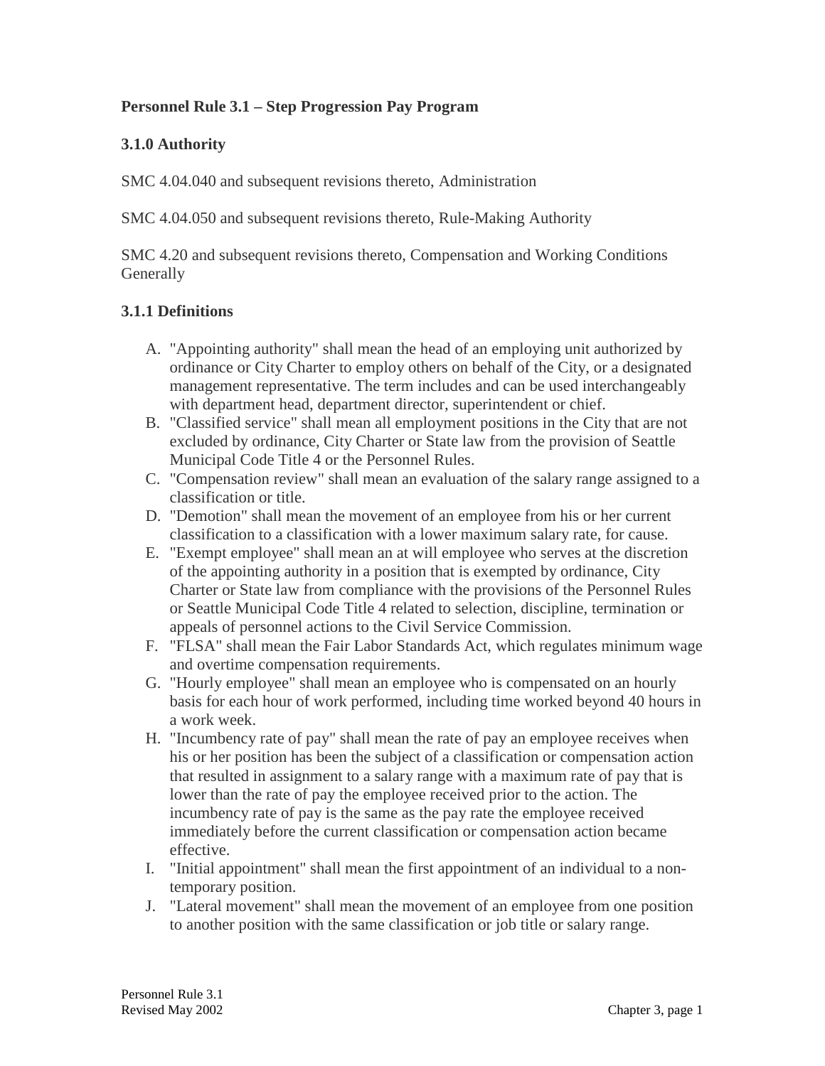**Personnel Rule 3.1 – Step Progression Pay Program**

**3.1.0 Authority**

SMC 4.04.040 and subsequent revisions thereto, Administration

SMC 4.04.050 and subsequent revisions thereto, Rule-Making Authority

SMC 4.20 and subsequent revisions thereto, Compensation and Working Conditions Generally

**3.1.1 Definitions**

A. "Appointing authority" shall mean the head of an employing unit authorized by ordinance or City Charter to employ others on behalf of the City, or a designated management representative. The term includes and can be used interchangeably with department head, department director, superintendent or chief.
B. "Classified service" shall mean all employment positions in the City that are not excluded by ordinance, City Charter or State law from the provision of Seattle Municipal Code Title 4 or the Personnel Rules.
C. "Compensation review" shall mean an evaluation of the salary range assigned to a classification or title.
D. "Demotion" shall mean the movement of an employee from his or her current classification to a classification with a lower maximum salary rate, for cause.
E. "Exempt employee" shall mean an at will employee who serves at the discretion of the appointing authority in a position that is exempted by ordinance, City Charter or State law from compliance with the provisions of the Personnel Rules or Seattle Municipal Code Title 4 related to selection, discipline, termination or appeals of personnel actions to the Civil Service Commission.
F. "FLSA" shall mean the Fair Labor Standards Act, which regulates minimum wage and overtime compensation requirements.
G. "Hourly employee" shall mean an employee who is compensated on an hourly basis for each hour of work performed, including time worked beyond 40 hours in a work week.
H. "Incumbency rate of pay" shall mean the rate of pay an employee receives when his or her position has been the subject of a classification or compensation action that resulted in assignment to a salary range with a maximum rate of pay that is lower than the rate of pay the employee received prior to the action. The incumbency rate of pay is the same as the pay rate the employee received immediately before the current classification or compensation action became effective.
I. "Initial appointment" shall mean the first appointment of an individual to a non-temporary position.
J. "Lateral movement" shall mean the movement of an employee from one position to another position with the same classification or job title or salary range.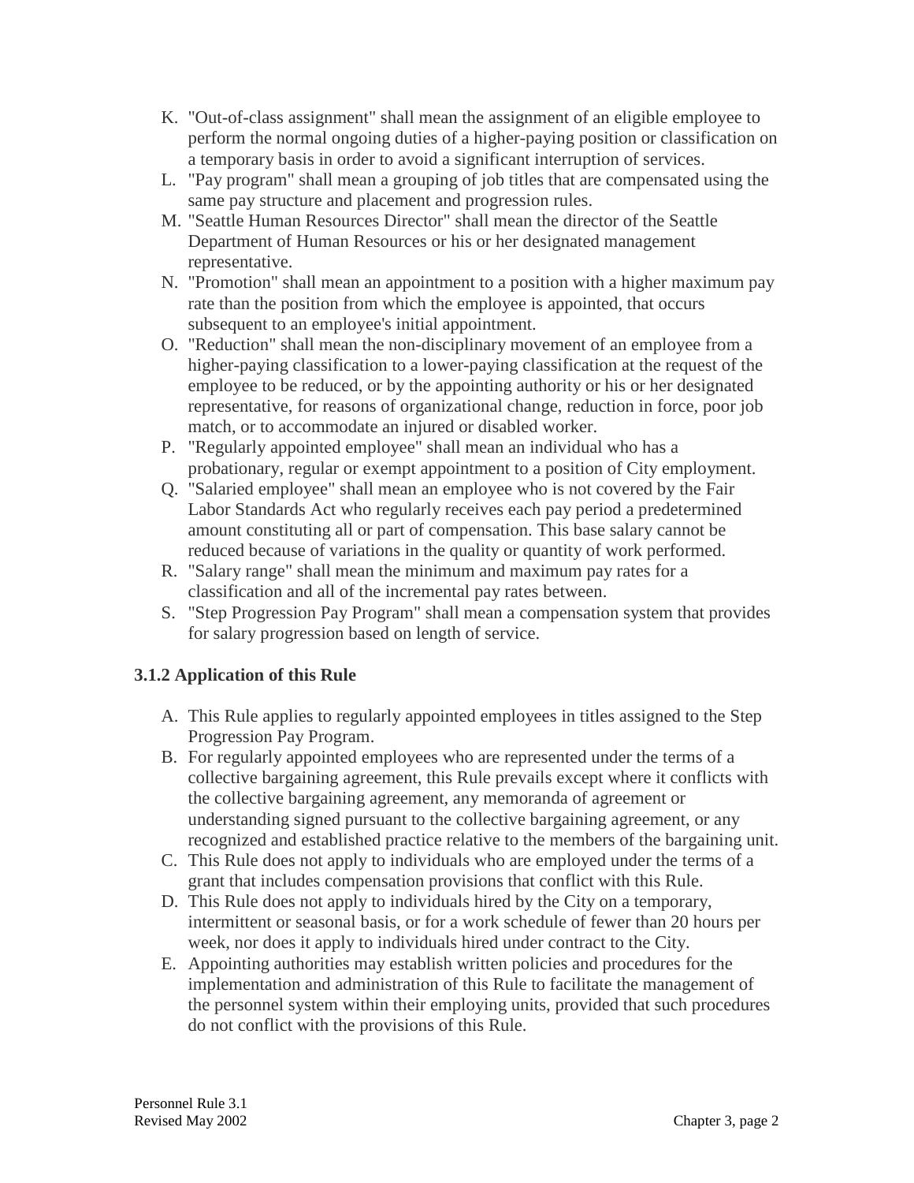K. "Out-of-class assignment" shall mean the assignment of an eligible employee to perform the normal ongoing duties of a higher-paying position or classification on a temporary basis in order to avoid a significant interruption of services.
L. "Pay program" shall mean a grouping of job titles that are compensated using the same pay structure and placement and progression rules.
M. "Seattle Human Resources Director" shall mean the director of the Seattle Department of Human Resources or his or her designated management representative.
N. "Promotion" shall mean an appointment to a position with a higher maximum pay rate than the position from which the employee is appointed, that occurs subsequent to an employee's initial appointment.
O. "Reduction" shall mean the non-disciplinary movement of an employee from a higher-paying classification to a lower-paying classification at the request of the employee to be reduced, or by the appointing authority or his or her designated representative, for reasons of organizational change, reduction in force, poor job match, or to accommodate an injured or disabled worker.
P. "Regularly appointed employee" shall mean an individual who has a probationary, regular or exempt appointment to a position of City employment.
Q. "Salaried employee" shall mean an employee who is not covered by the Fair Labor Standards Act who regularly receives each pay period a predetermined amount constituting all or part of compensation. This base salary cannot be reduced because of variations in the quality or quantity of work performed.
R. "Salary range" shall mean the minimum and maximum pay rates for a classification and all of the incremental pay rates between.
S. "Step Progression Pay Program" shall mean a compensation system that provides for salary progression based on length of service.

### 3.1.2 Application of this Rule

A. This Rule applies to regularly appointed employees in titles assigned to the Step Progression Pay Program.
B. For regularly appointed employees who are represented under the terms of a collective bargaining agreement, this Rule prevails except where it conflicts with the collective bargaining agreement, any memoranda of agreement or understanding signed pursuant to the collective bargaining agreement, or any recognized and established practice relative to the members of the bargaining unit.
C. This Rule does not apply to individuals who are employed under the terms of a grant that includes compensation provisions that conflict with this Rule.
D. This Rule does not apply to individuals hired by the City on a temporary, intermittent or seasonal basis, or for a work schedule of fewer than 20 hours per week, nor does it apply to individuals hired under contract to the City.
E. Appointing authorities may establish written policies and procedures for the implementation and administration of this Rule to facilitate the management of the personnel system within their employing units, provided that such procedures do not conflict with the provisions of this Rule.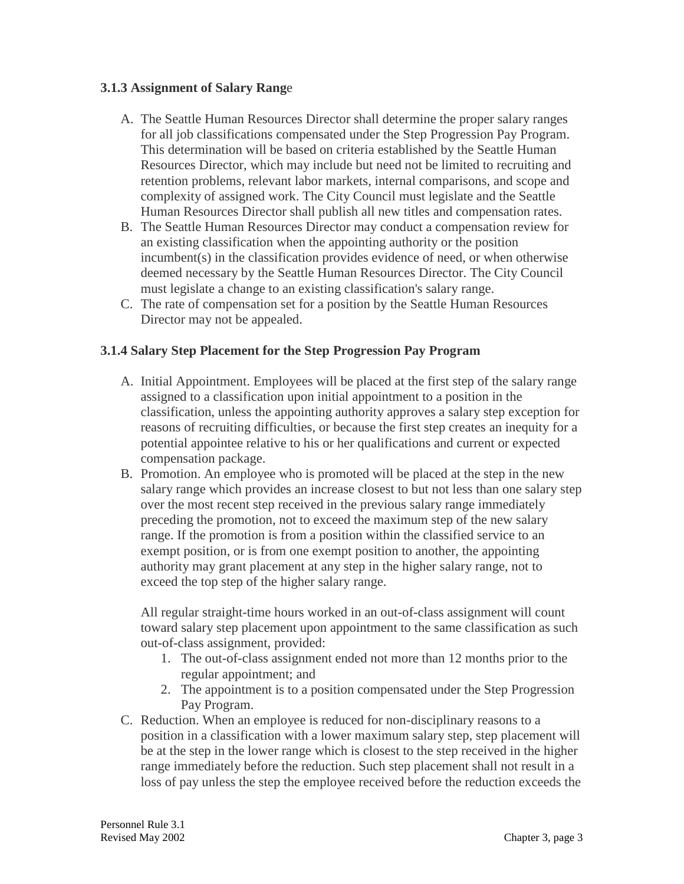### 3.1.3 Assignment of Salary Range

A. The Seattle Human Resources Director shall determine the proper salary ranges for all job classifications compensated under the Step Progression Pay Program. This determination will be based on criteria established by the Seattle Human Resources Director, which may include but need not be limited to recruiting and retention problems, relevant labor markets, internal comparisons, and scope and complexity of assigned work. The City Council must legislate and the Seattle Human Resources Director shall publish all new titles and compensation rates.
B. The Seattle Human Resources Director may conduct a compensation review for an existing classification when the appointing authority or the position incumbent(s) in the classification provides evidence of need, or when otherwise deemed necessary by the Seattle Human Resources Director. The City Council must legislate a change to an existing classification's salary range.
C. The rate of compensation set for a position by the Seattle Human Resources Director may not be appealed.

### 3.1.4 Salary Step Placement for the Step Progression Pay Program

A. Initial Appointment. Employees will be placed at the first step of the salary range assigned to a classification upon initial appointment to a position in the classification, unless the appointing authority approves a salary step exception for reasons of recruiting difficulties, or because the first step creates an inequity for a potential appointee relative to his or her qualifications and current or expected compensation package.
B. Promotion. An employee who is promoted will be placed at the step in the new salary range which provides an increase closest to but not less than one salary step over the most recent step received in the previous salary range immediately preceding the promotion, not to exceed the maximum step of the new salary range. If the promotion is from a position within the classified service to an exempt position, or is from one exempt position to another, the appointing authority may grant placement at any step in the higher salary range, not to exceed the top step of the higher salary range.

   All regular straight-time hours worked in an out-of-class assignment will count toward salary step placement upon appointment to the same classification as such out-of-class assignment, provided:
   1. The out-of-class assignment ended not more than 12 months prior to the regular appointment; and
   2. The appointment is to a position compensated under the Step Progression Pay Program.
C. Reduction. When an employee is reduced for non-disciplinary reasons to a position in a classification with a lower maximum salary step, step placement will be at the step in the lower range which is closest to the step received in the higher range immediately before the reduction. Such step placement shall not result in a loss of pay unless the step the employee received before the reduction exceeds the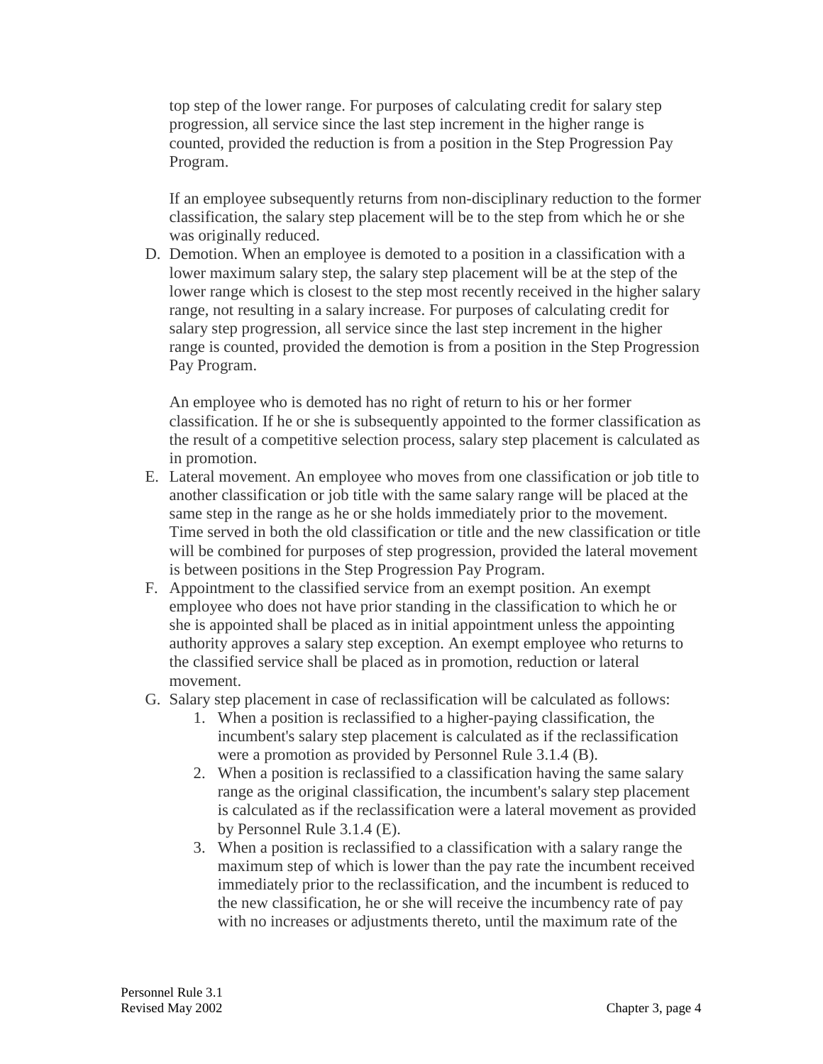top step of the lower range. For purposes of calculating credit for salary step progression, all service since the last step increment in the higher range is counted, provided the reduction is from a position in the Step Progression Pay Program.

If an employee subsequently returns from non-disciplinary reduction to the former classification, the salary step placement will be to the step from which he or she was originally reduced.

D. Demotion. When an employee is demoted to a position in a classification with a lower maximum salary step, the salary step placement will be at the step of the lower range which is closest to the step most recently received in the higher salary range, not resulting in a salary increase. For purposes of calculating credit for salary step progression, all service since the last step increment in the higher range is counted, provided the demotion is from a position in the Step Progression Pay Program.

   An employee who is demoted has no right of return to his or her former classification. If he or she is subsequently appointed to the former classification as the result of a competitive selection process, salary step placement is calculated as in promotion.

E. Lateral movement. An employee who moves from one classification or job title to another classification or job title with the same salary range will be placed at the same step in the range as he or she holds immediately prior to the movement. Time served in both the old classification or title and the new classification or title will be combined for purposes of step progression, provided the lateral movement is between positions in the Step Progression Pay Program.
F. Appointment to the classified service from an exempt position. An exempt employee who does not have prior standing in the classification to which he or she is appointed shall be placed as in initial appointment unless the appointing authority approves a salary step exception. An exempt employee who returns to the classified service shall be placed as in promotion, reduction or lateral movement.
G. Salary step placement in case of reclassification will be calculated as follows:
   1. When a position is reclassified to a higher-paying classification, the incumbent's salary step placement is calculated as if the reclassification were a promotion as provided by Personnel Rule 3.1.4 (B).
   2. When a position is reclassified to a classification having the same salary range as the original classification, the incumbent's salary step placement is calculated as if the reclassification were a lateral movement as provided by Personnel Rule 3.1.4 (E).
   3. When a position is reclassified to a classification with a salary range the maximum step of which is lower than the pay rate the incumbent received immediately prior to the reclassification, and the incumbent is reduced to the new classification, he or she will receive the incumbency rate of pay with no increases or adjustments thereto, until the maximum rate of the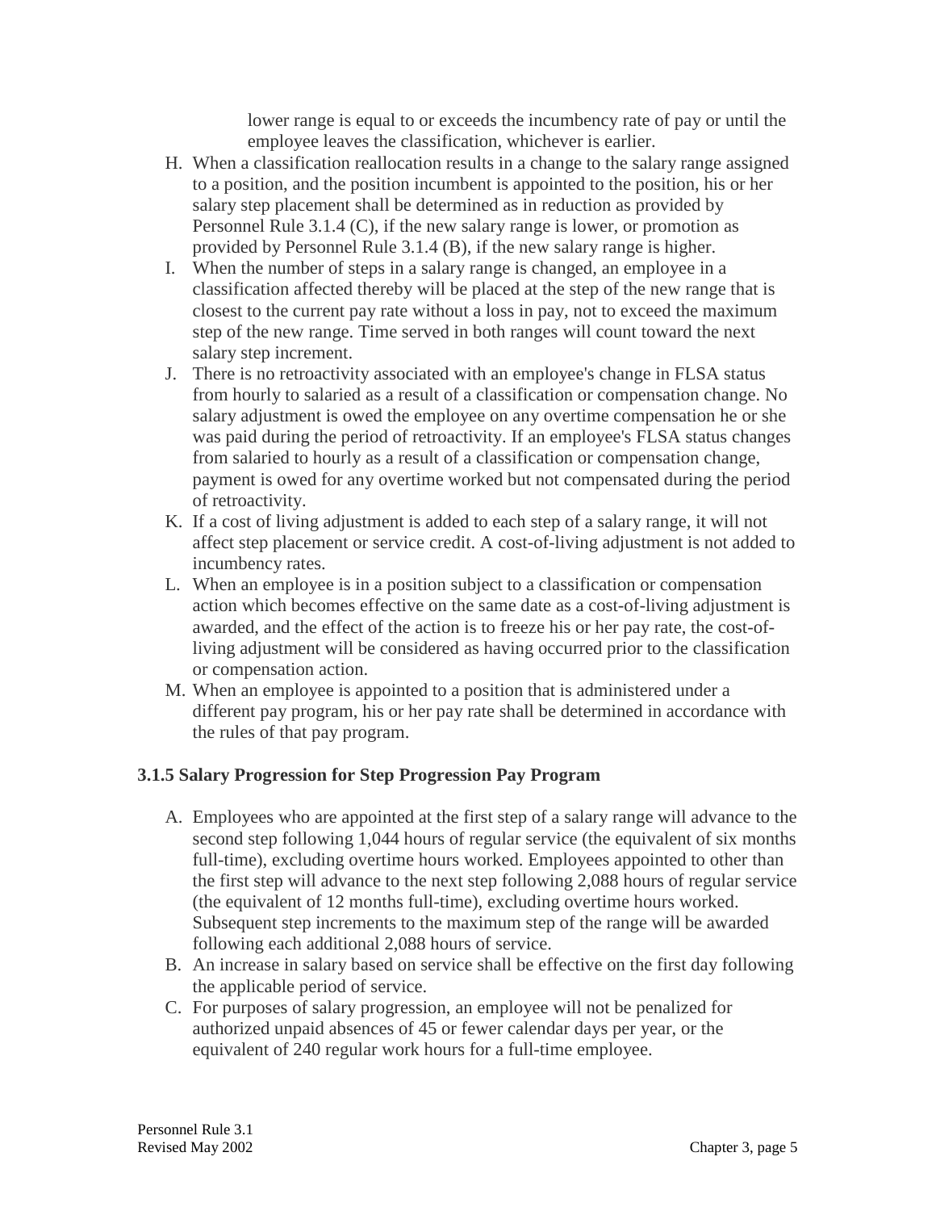lower range is equal to or exceeds the incumbency rate of pay or until the employee leaves the classification, whichever is earlier.

H. When a classification reallocation results in a change to the salary range assigned to a position, and the position incumbent is appointed to the position, his or her salary step placement shall be determined as in reduction as provided by Personnel Rule 3.1.4 (C), if the new salary range is lower, or promotion as provided by Personnel Rule 3.1.4 (B), if the new salary range is higher.
I. When the number of steps in a salary range is changed, an employee in a classification affected thereby will be placed at the step of the new range that is closest to the current pay rate without a loss in pay, not to exceed the maximum step of the new range. Time served in both ranges will count toward the next salary step increment.
J. There is no retroactivity associated with an employee's change in FLSA status from hourly to salaried as a result of a classification or compensation change. No salary adjustment is owed the employee on any overtime compensation he or she was paid during the period of retroactivity. If an employee's FLSA status changes from salaried to hourly as a result of a classification or compensation change, payment is owed for any overtime worked but not compensated during the period of retroactivity.
K. If a cost of living adjustment is added to each step of a salary range, it will not affect step placement or service credit. A cost-of-living adjustment is not added to incumbency rates.
L. When an employee is in a position subject to a classification or compensation action which becomes effective on the same date as a cost-of-living adjustment is awarded, and the effect of the action is to freeze his or her pay rate, the cost-of-living adjustment will be considered as having occurred prior to the classification or compensation action.
M. When an employee is appointed to a position that is administered under a different pay program, his or her pay rate shall be determined in accordance with the rules of that pay program.

### 3.1.5 Salary Progression for Step Progression Pay Program

A. Employees who are appointed at the first step of a salary range will advance to the second step following 1,044 hours of regular service (the equivalent of six months full-time), excluding overtime hours worked. Employees appointed to other than the first step will advance to the next step following 2,088 hours of regular service (the equivalent of 12 months full-time), excluding overtime hours worked. Subsequent step increments to the maximum step of the range will be awarded following each additional 2,088 hours of service.
B. An increase in salary based on service shall be effective on the first day following the applicable period of service.
C. For purposes of salary progression, an employee will not be penalized for authorized unpaid absences of 45 or fewer calendar days per year, or the equivalent of 240 regular work hours for a full-time employee.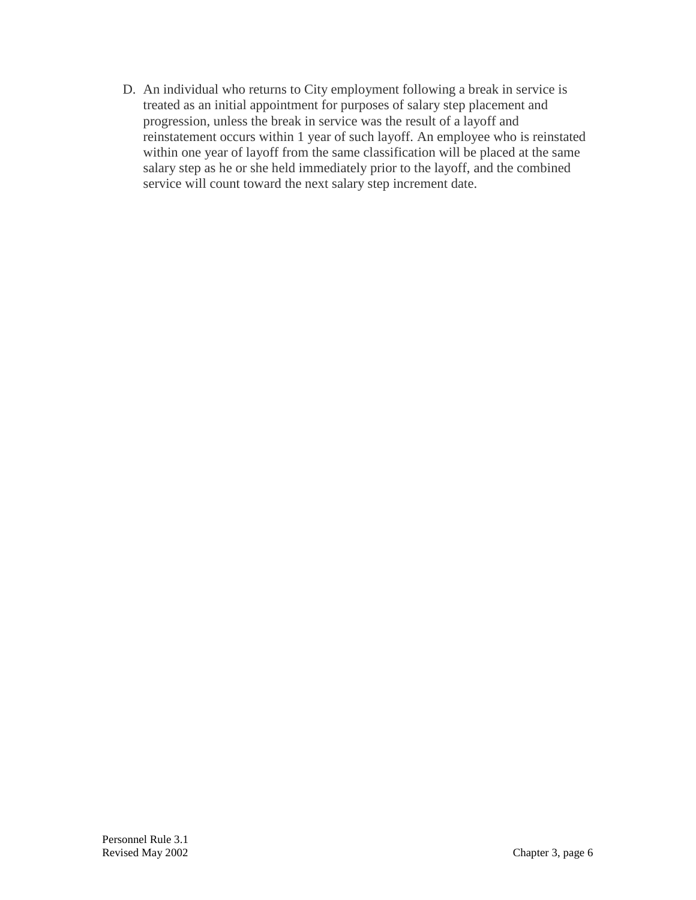D. An individual who returns to City employment following a break in service is treated as an initial appointment for purposes of salary step placement and progression, unless the break in service was the result of a layoff and reinstatement occurs within 1 year of such layoff. An employee who is reinstated within one year of layoff from the same classification will be placed at the same salary step as he or she held immediately prior to the layoff, and the combined service will count toward the next salary step increment date.